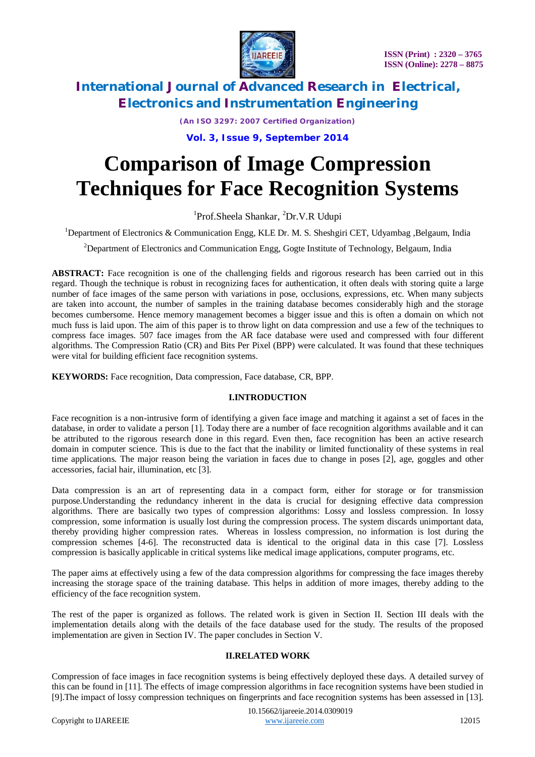# Comparison of Image Compression Techniques for Face Recognition Systems

[1]Prof.Sheela Shankar, [2]Dr.V.R Udupi

[1]Department of Electronics & Communication Engg, KLE Dr. M. S. Sheshgiri CET, Udyambag ,Belgaum, India

[2]Department of Electronics and Communication Engg, Gogte Institute of Technology, Belgaum, India

**ABSTRACT:** Face recognition is one of the challenging fields and rigorous research has been carried out in this regard. Though the technique is robust in recognizing faces for authentication, it often deals with storing quite a large number of face images of the same person with variations in pose, occlusions, expressions, etc. When many subjects are taken into account, the number of samples in the training database becomes considerably high and the storage becomes cumbersome. Hence memory management becomes a bigger issue and this is often a domain on which not much fuss is laid upon. The aim of this paper is to throw light on data compression and use a few of the techniques to compress face images. 507 face images from the AR face database were used and compressed with four different algorithms. The Compression Ratio (CR) and Bits Per Pixel (BPP) were calculated. It was found that these techniques were vital for building efficient face recognition systems.

**KEYWORDS:** Face recognition, Data compression, Face database, CR, BPP.

## I.INTRODUCTION

Face recognition is a non-intrusive form of identifying a given face image and matching it against a set of faces in the database, in order to validate a person [1]. Today there are a number of face recognition algorithms available and it can be attributed to the rigorous research done in this regard. Even then, face recognition has been an active research domain in computer science. This is due to the fact that the inability or limited functionality of these systems in real time applications. The major reason being the variation in faces due to change in poses [2], age, goggles and other accessories, facial hair, illumination, etc [3].

Data compression is an art of representing data in a compact form, either for storage or for transmission purpose.Understanding the redundancy inherent in the data is crucial for designing effective data compression algorithms. There are basically two types of compression algorithms: Lossy and lossless compression. In lossy compression, some information is usually lost during the compression process. The system discards unimportant data, thereby providing higher compression rates. Whereas in lossless compression, no information is lost during the compression schemes [4-6]. The reconstructed data is identical to the original data in this case [7]. Lossless compression is basically applicable in critical systems like medical image applications, computer programs, etc.

The paper aims at effectively using a few of the data compression algorithms for compressing the face images thereby increasing the storage space of the training database. This helps in addition of more images, thereby adding to the efficiency of the face recognition system.

The rest of the paper is organized as follows. The related work is given in Section II. Section III deals with the implementation details along with the details of the face database used for the study. The results of the proposed implementation are given in Section IV. The paper concludes in Section V.

## II.RELATED WORK

Compression of face images in face recognition systems is being effectively deployed these days. A detailed survey of this can be found in [11]. The effects of image compression algorithms in face recognition systems have been studied in [9].The impact of lossy compression techniques on fingerprints and face recognition systems has been assessed in [13].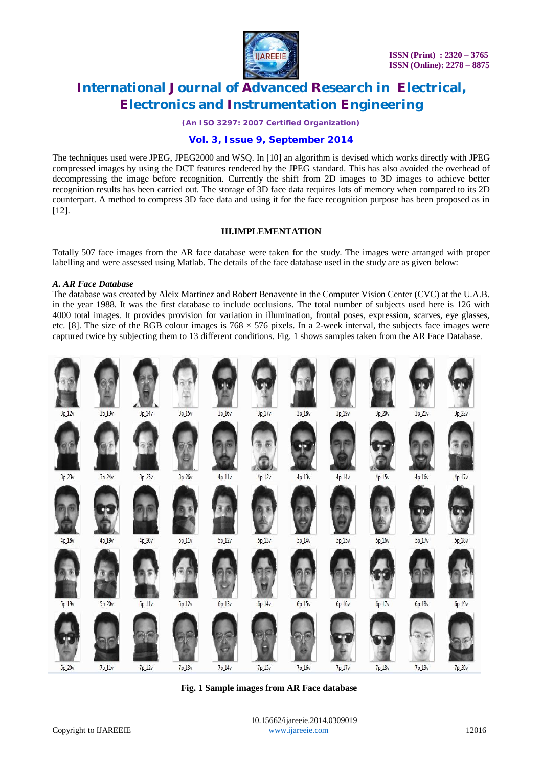The techniques used were JPEG, JPEG2000 and WSQ. In [10] an algorithm is devised which works directly with JPEG compressed images by using the DCT features rendered by the JPEG standard. This has also avoided the overhead of decompressing the image before recognition. Currently the shift from 2D images to 3D images to achieve better recognition results has been carried out. The storage of 3D face data requires lots of memory when compared to its 2D counterpart. A method to compress 3D face data and using it for the face recognition purpose has been proposed as in [12].

## III.IMPLEMENTATION

Totally 507 face images from the AR face database were taken for the study. The images were arranged with proper labelling and were assessed using Matlab. The details of the face database used in the study are as given below:

### *A. AR Face Database*

The database was created by Aleix Martinez and Robert Benavente in the Computer Vision Center (CVC) at the U.A.B. in the year 1988. It was the first database to include occlusions. The total number of subjects used here is 126 with 4000 total images. It provides provision for variation in illumination, frontal poses, expression, scarves, eye glasses, etc. [8]. The size of the RGB colour images is 768 × 576 pixels. In a 2-week interval, the subjects face images were captured twice by subjecting them to 13 different conditions. Fig. 1 shows samples taken from the AR Face Database.

3p_12v 3p_13v 3p_14v 3p_15v 3p_16v 3p_17v 3p_18v 3p_19v 3p_20v 3p_21v 3p_22v

3p_23v 3p_24v 3p_25v 3p_26v 4p_11v 4p_12v 4p_13v 4p_14v 4p_15v 4p_16v 4p_17v

4p_18v 4p_19v 4p_20v 5p_11v 5p_12v 5p_13v 5p_14v 5p_15v 5p_16v 5p_17v 5p_18v

5p_19v 5p_20v 6p_11v 6p_12v 6p_13v 6p_14v 6p_15v 6p_16v 6p_17v 6p_18v 6p_19v

6p_20v 7p_11v 7p_12v 7p_13v 7p_14v 7p_15v 7p_16v 7p_17v 7p_18v 7p_19v 7p_20v

**Fig. 1 Sample images from AR Face database**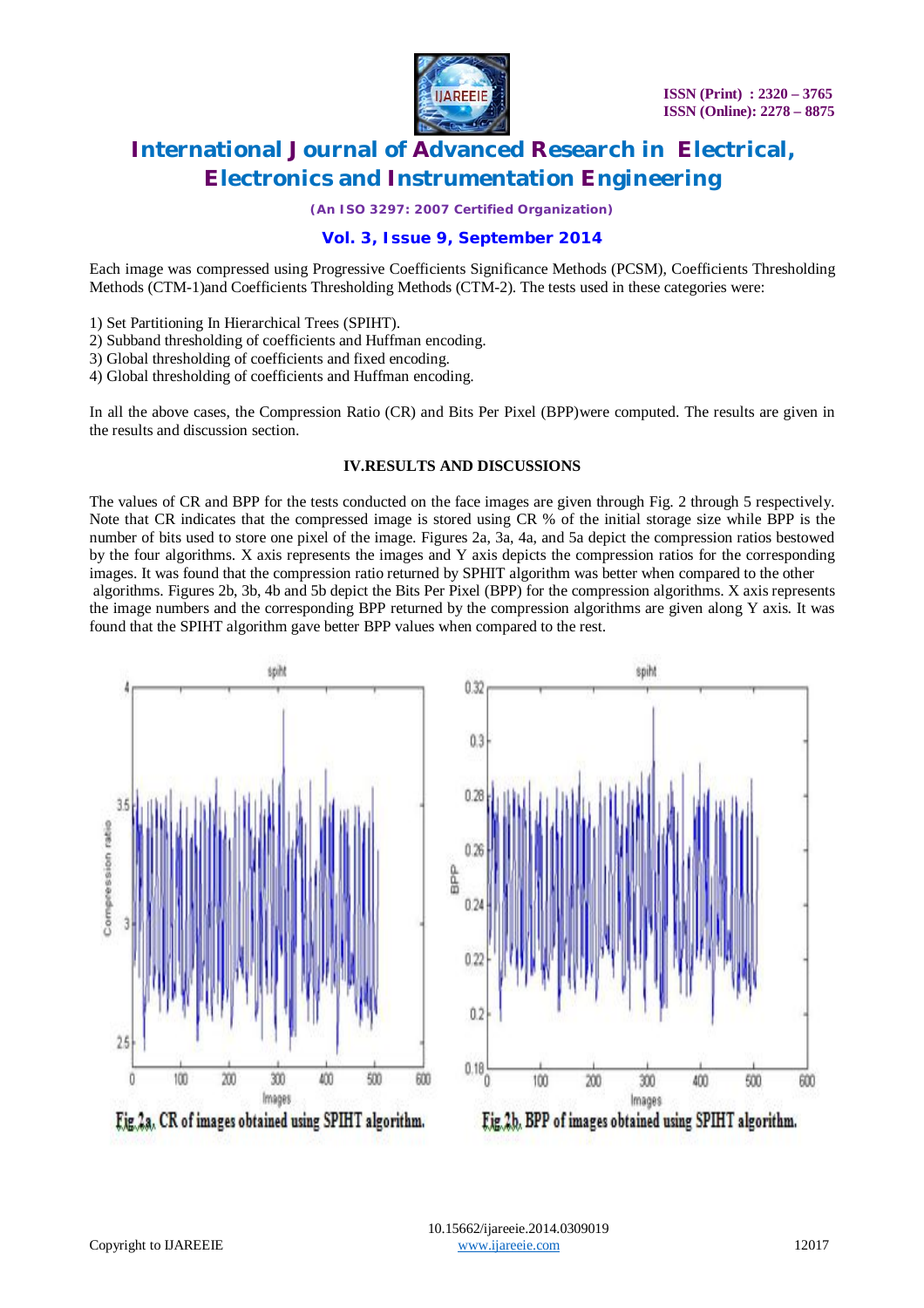Each image was compressed using Progressive Coefficients Significance Methods (PCSM), Coefficients Thresholding Methods (CTM-1)and Coefficients Thresholding Methods (CTM-2). The tests used in these categories were:

1) Set Partitioning In Hierarchical Trees (SPIHT).
2) Subband thresholding of coefficients and Huffman encoding.
3) Global thresholding of coefficients and fixed encoding.
4) Global thresholding of coefficients and Huffman encoding.

In all the above cases, the Compression Ratio (CR) and Bits Per Pixel (BPP)were computed. The results are given in the results and discussion section.

## IV.RESULTS AND DISCUSSIONS

The values of CR and BPP for the tests conducted on the face images are given through Fig. 2 through 5 respectively. Note that CR indicates that the compressed image is stored using CR % of the initial storage size while BPP is the number of bits used to store one pixel of the image. Figures 2a, 3a, 4a, and 5a depict the compression ratios bestowed by the four algorithms. X axis represents the images and Y axis depicts the compression ratios for the corresponding images. It was found that the compression ratio returned by SPHIT algorithm was better when compared to the other algorithms. Figures 2b, 3b, 4b and 5b depict the Bits Per Pixel (BPP) for the compression algorithms. X axis represents the image numbers and the corresponding BPP returned by the compression algorithms are given along Y axis. It was found that the SPIHT algorithm gave better BPP values when compared to the rest.

spiht

Compression ratio

4
3.5
3
2.5

0 100 200 300 400 500 600

Images

Fig.2a. CR of images obtained using SPIHT algorithm.

spiht

BPP

0.32
0.3
0.28
0.26
0.24
0.22
0.2
0.18

0 100 200 300 400 500 600

Images

Fig.2b. BPP of images obtained using SPIHT algorithm.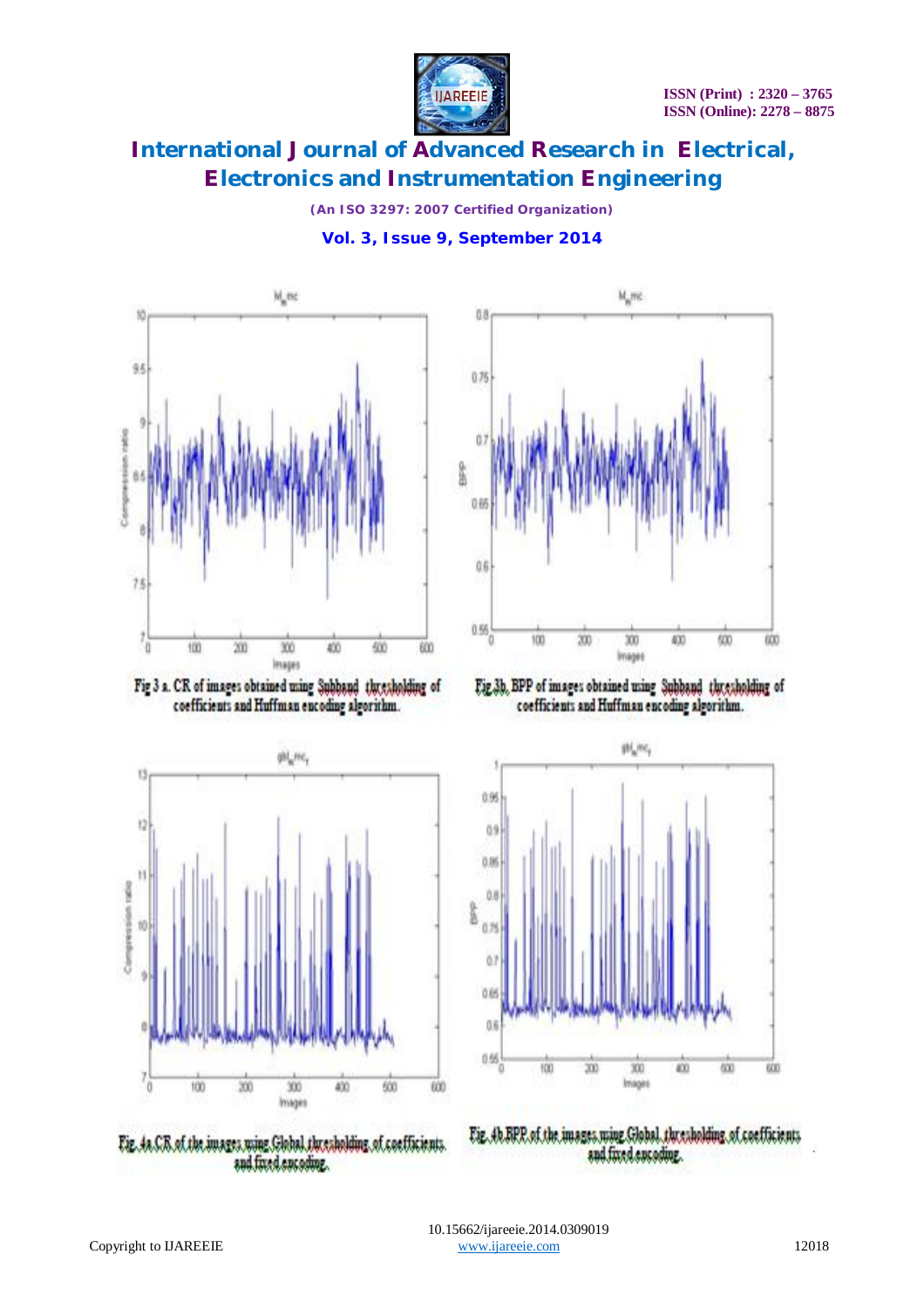M_m mc

Compression ratio

10
9.5
9
8.5
8
7.5
7

0 100 200 300 400 500 600

Images

Fig 3 a. CR of images obtained using Subband thresholding of coefficients and Huffman encoding algorithm.

M_m mc

BPP

0.8
0.75
0.7
0.65
0.6
0.55

0 100 200 300 400 500 600

Images

Fig 3b. BPP of images obtained using Subband thresholding of coefficients and Huffman encoding algorithm.

gbl_m mc_f

Compression ratio

13
12
11
10
9
8
7

0 100 200 300 400 500 600

Images

Fig. 4a CR of the images using Global thresholding of coefficients and fixed encoding.

gbl_m mc_f

BPP

1
0.95
0.9
0.85
0.8
0.75
0.7
0.65
0.6
0.55

0 100 200 300 400 500 600

Images

Fig. 4b BPP of the images using Global thresholding of coefficients and fixed encoding.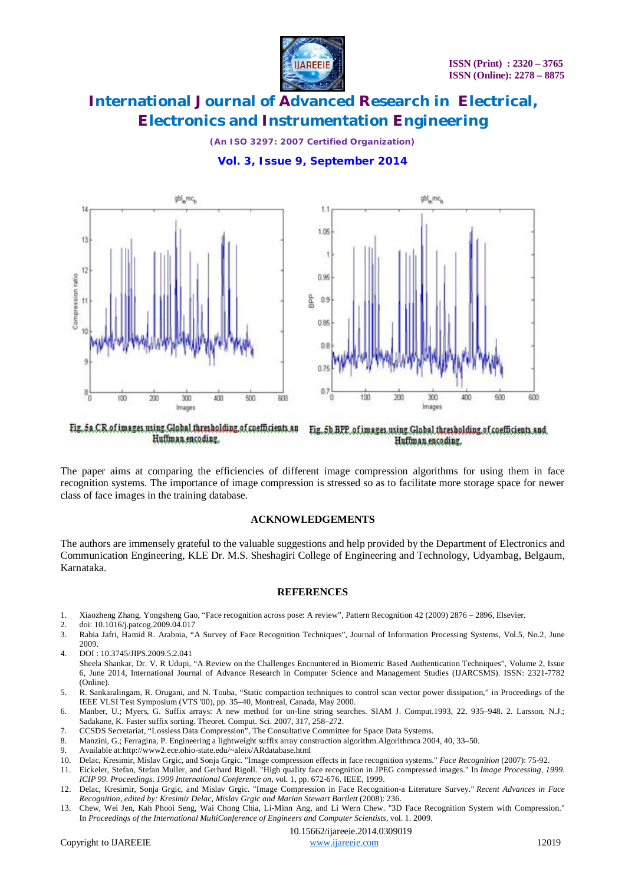gbl_mc_h

14
13
12
11
10
9
8

Compression ratio

0 100 200 300 400 500 600

Images

Fig. 5a CR of images using Global thresholding of coefficients and Huffman encoding.

gbl_mc_h

1.1
1.05
1
0.95
0.9
0.85
0.8
0.75
0.7

BPP

0 100 200 300 400 500 600

Images

Fig. 5b BPP of images using Global thresholding of coefficients and Huffman encoding.

The paper aims at comparing the efficiencies of different image compression algorithms for using them in face recognition systems. The importance of image compression is stressed so as to facilitate more storage space for newer class of face images in the training database.

## ACKNOWLEDGEMENTS

The authors are immensely grateful to the valuable suggestions and help provided by the Department of Electronics and Communication Engineering, KLE Dr. M.S. Sheshagiri College of Engineering and Technology, Udyambag, Belgaum, Karnataka.

## REFERENCES

1. Xiaozheng Zhang, Yongsheng Gao, "Face recognition across pose: A review", Pattern Recognition 42 (2009) 2876 – 2896, Elsevier.
2. doi: 10.1016/j.patcog.2009.04.017
3. Rabia Jafri, Hamid R. Arabnia, "A Survey of Face Recognition Techniques", Journal of Information Processing Systems, Vol.5, No.2, June 2009.
4. DOI : 10.3745/JIPS.2009.5.2.041
   Sheela Shankar, Dr. V. R Udupi, "A Review on the Challenges Encountered in Biometric Based Authentication Techniques", Volume 2, Issue 6, June 2014, International Journal of Advance Research in Computer Science and Management Studies (IJARCSMS). ISSN: 2321-7782 (Online).
5. R. Sankaralingam, R. Orugani, and N. Touba, "Static compaction techniques to control scan vector power dissipation," in Proceedings of the IEEE VLSI Test Symposium (VTS '00), pp. 35–40, Montreal, Canada, May 2000.
6. Manber, U.; Myers, G. Suffix arrays: A new method for on-line string searches. SIAM J. Comput.1993, 22, 935–948. 2. Larsson, N.J.; Sadakane, K. Faster suffix sorting. Theoret. Comput. Sci. 2007, 317, 258–272.
7. CCSDS Secretariat, "Lossless Data Compression", The Consultative Committee for Space Data Systems.
8. Manzini, G.; Ferragina, P. Engineering a lightweight suffix array construction algorithm.Algorithmca 2004, 40, 33–50.
9. Available at:http://www2.ece.ohio-state.edu/~aleix/ARdatabase.html
10. Delac, Kresimir, Mislav Grgic, and Sonja Grgic. "Image compression effects in face recognition systems." *Face Recognition* (2007): 75-92.
11. Eickeler, Stefan, Stefan Muller, and Gerhard Rigoll. "High quality face recognition in JPEG compressed images." In *Image Processing, 1999. ICIP 99. Proceedings. 1999 International Conference on*, vol. 1, pp. 672-676. IEEE, 1999.
12. Delac, Kresimir, Sonja Grgic, and Mislav Grgic. "Image Compression in Face Recognition-a Literature Survey." *Recent Advances in Face Recognition, edited by: Kresimir Delac, Mislav Grgic and Marian Stewart Bartlett* (2008): 236.
13. Chew, Wei Jen, Kah Phooi Seng, Wai Chong Chia, Li-Minn Ang, and Li Wern Chew. "3D Face Recognition System with Compression." In *Proceedings of the International MultiConference of Engineers and Computer Scientists*, vol. 1. 2009.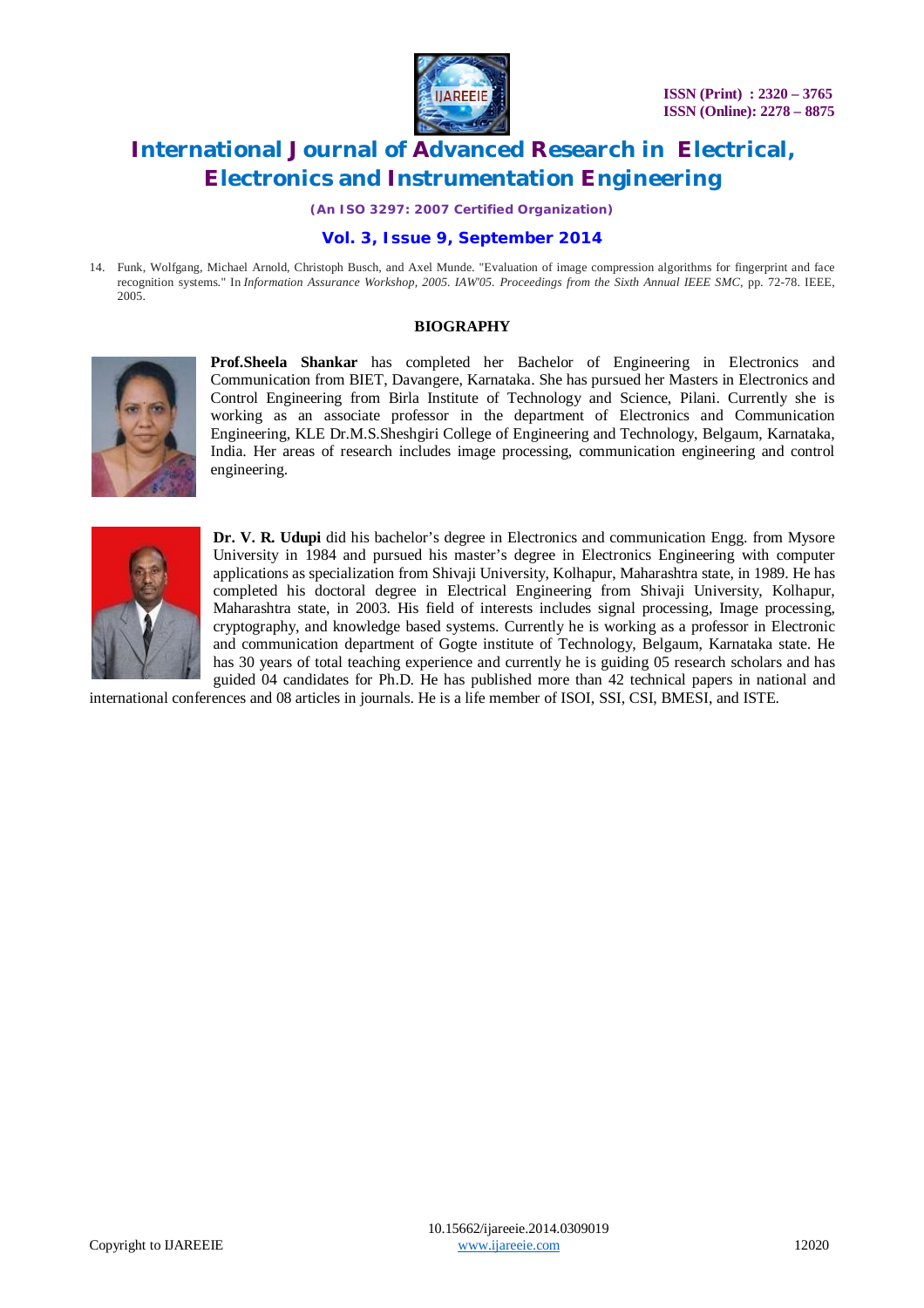14. Funk, Wolfgang, Michael Arnold, Christoph Busch, and Axel Munde. "Evaluation of image compression algorithms for fingerprint and face recognition systems." In *Information Assurance Workshop, 2005. IAW'05. Proceedings from the Sixth Annual IEEE SMC*, pp. 72-78. IEEE, 2005.

## BIOGRAPHY

**Prof.Sheela Shankar** has completed her Bachelor of Engineering in Electronics and Communication from BIET, Davangere, Karnataka. She has pursued her Masters in Electronics and Control Engineering from Birla Institute of Technology and Science, Pilani. Currently she is working as an associate professor in the department of Electronics and Communication Engineering, KLE Dr.M.S.Sheshgiri College of Engineering and Technology, Belgaum, Karnataka, India. Her areas of research includes image processing, communication engineering and control engineering.

**Dr. V. R. Udupi** did his bachelor's degree in Electronics and communication Engg. from Mysore University in 1984 and pursued his master's degree in Electronics Engineering with computer applications as specialization from Shivaji University, Kolhapur, Maharashtra state, in 1989. He has completed his doctoral degree in Electrical Engineering from Shivaji University, Kolhapur, Maharashtra state, in 2003. His field of interests includes signal processing, Image processing, cryptography, and knowledge based systems. Currently he is working as a professor in Electronic and communication department of Gogte institute of Technology, Belgaum, Karnataka state. He has 30 years of total teaching experience and currently he is guiding 05 research scholars and has guided 04 candidates for Ph.D. He has published more than 42 technical papers in national and international conferences and 08 articles in journals. He is a life member of ISOI, SSI, CSI, BMESI, and ISTE.